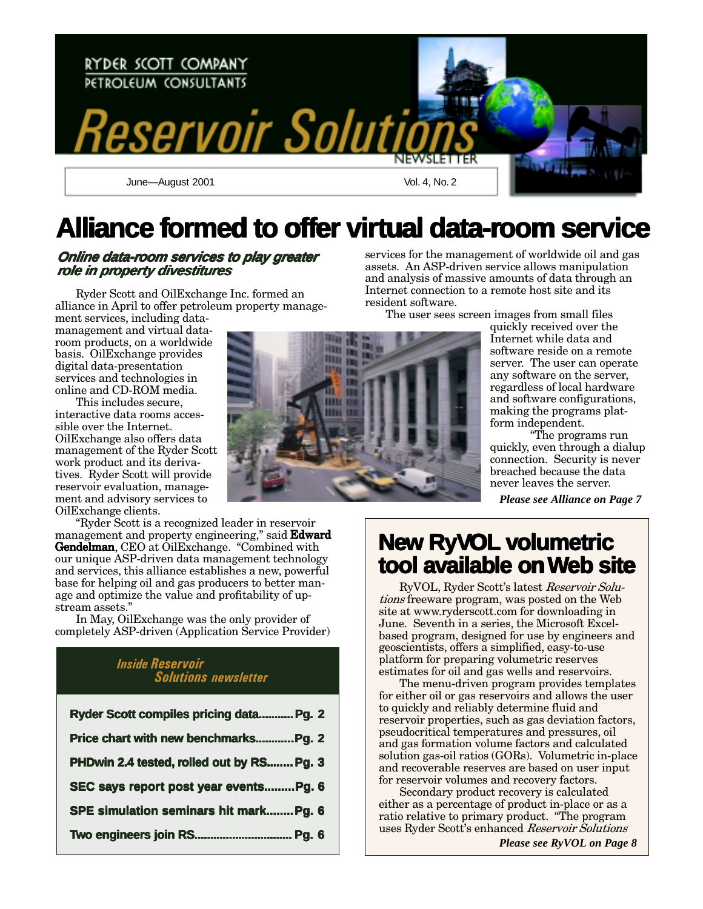RYDER SCOTT COMPANY
PETROLEUM CONSULTANTS

# Reservoir Solutions

NEWSLETTER

June—August 2001 Vol. 4, No. 2

# Alliance formed to offer virtual data-room service

### *Online data-room services to play greater role in property divestitures*

Ryder Scott and OilExchange Inc. formed an alliance in April to offer petroleum property management services, including data-management and virtual data-room products, on a worldwide basis. OilExchange provides digital data-presentation services and technologies in online and CD-ROM media.

This includes secure, interactive data rooms accessible over the Internet. OilExchange also offers data management of the Ryder Scott work product and its derivatives. Ryder Scott will provide reservoir evaluation, management and advisory services to OilExchange clients.

"Ryder Scott is a recognized leader in reservoir management and property engineering," said **Edward Gendelman**, CEO at OilExchange. "Combined with our unique ASP-driven data management technology and services, this alliance establishes a new, powerful base for helping oil and gas producers to better manage and optimize the value and profitability of upstream assets."

In May, OilExchange was the only provider of completely ASP-driven (Application Service Provider) services for the management of worldwide oil and gas assets. An ASP-driven service allows manipulation and analysis of massive amounts of data through an Internet connection to a remote host site and its resident software.

The user sees screen images from small files quickly received over the Internet while data and software reside on a remote server. The user can operate any software on the server, regardless of local hardware and software configurations, making the programs platform independent.

"The programs run quickly, even through a dialup connection. Security is never breached because the data never leaves the server.

***Please see Alliance on Page 7***

## *Inside Reservoir Solutions newsletter*

**Ryder Scott compiles pricing data........... Pg. 2**

**Price chart with new benchmarks............ Pg. 2**

**PHDwin 2.4 tested, rolled out by RS........ Pg. 3**

**SEC says report post year events......... Pg. 6**

**SPE simulation seminars hit mark........ Pg. 6**

**Two engineers join RS............................... Pg. 6**

# New RyVOL volumetric tool available on Web site

RyVOL, Ryder Scott's latest *Reservoir Solutions* freeware program, was posted on the Web site at www.ryderscott.com for downloading in June. Seventh in a series, the Microsoft Excel-based program, designed for use by engineers and geoscientists, offers a simplified, easy-to-use platform for preparing volumetric reserves estimates for oil and gas wells and reservoirs.

The menu-driven program provides templates for either oil or gas reservoirs and allows the user to quickly and reliably determine fluid and reservoir properties, such as gas deviation factors, pseudocritical temperatures and pressures, oil and gas formation volume factors and calculated solution gas-oil ratios (GORs). Volumetric in-place and recoverable reserves are based on user input for reservoir volumes and recovery factors.

Secondary product recovery is calculated either as a percentage of product in-place or as a ratio relative to primary product. "The program uses Ryder Scott's enhanced *Reservoir Solutions*

***Please see RyVOL on Page 8***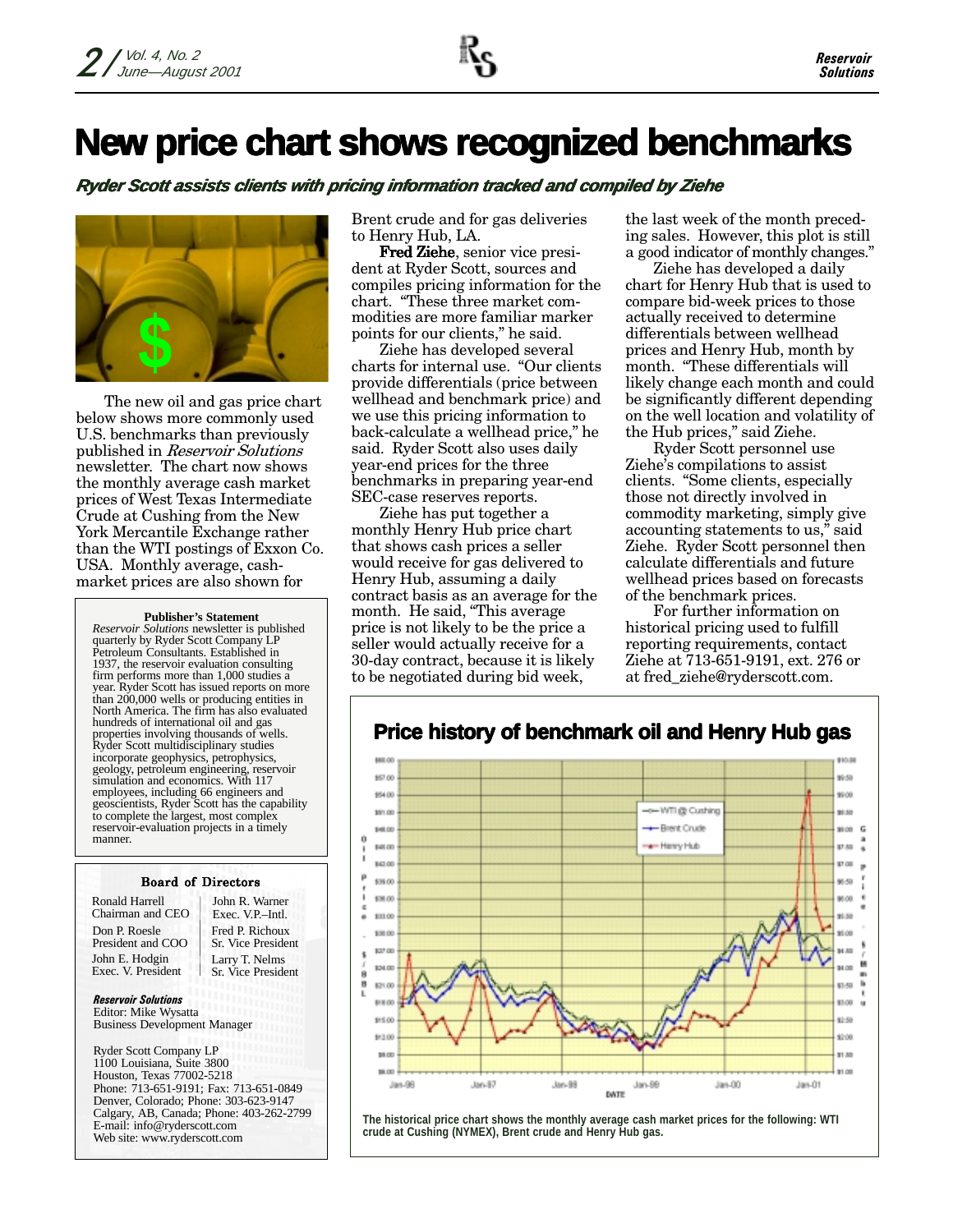# New price chart shows recognized benchmarks

***Ryder Scott assists clients with pricing information tracked and compiled by Ziehe***

The new oil and gas price chart below shows more commonly used U.S. benchmarks than previously published in *Reservoir Solutions* newsletter. The chart now shows the monthly average cash market prices of West Texas Intermediate Crude at Cushing from the New York Mercantile Exchange rather than the WTI postings of Exxon Co. USA. Monthly average, cash-market prices are also shown for Brent crude and for gas deliveries to Henry Hub, LA.

**Fred Ziehe**, senior vice president at Ryder Scott, sources and compiles pricing information for the chart. "These three market commodities are more familiar marker points for our clients," he said.

Ziehe has developed several charts for internal use. "Our clients provide differentials (price between wellhead and benchmark price) and we use this pricing information to back-calculate a wellhead price," he said. Ryder Scott also uses daily year-end prices for the three benchmarks in preparing year-end SEC-case reserves reports.

Ziehe has put together a monthly Henry Hub price chart that shows cash prices a seller would receive for gas delivered to Henry Hub, assuming a daily contract basis as an average for the month. He said, "This average price is not likely to be the price a seller would actually receive for a 30-day contract, because it is likely to be negotiated during bid week, the last week of the month preceding sales. However, this plot is still a good indicator of monthly changes."

Ziehe has developed a daily chart for Henry Hub that is used to compare bid-week prices to those actually received to determine differentials between wellhead prices and Henry Hub, month by month. "These differentials will likely change each month and could be significantly different depending on the well location and volatility of the Hub prices," said Ziehe.

Ryder Scott personnel use Ziehe's compilations to assist clients. "Some clients, especially those not directly involved in commodity marketing, simply give accounting statements to us," said Ziehe. Ryder Scott personnel then calculate differentials and future wellhead prices based on forecasts of the benchmark prices.

For further information on historical pricing used to fulfill reporting requirements, contact Ziehe at 713-651-9191, ext. 276 or at fred_ziehe@ryderscott.com.

**Price history of benchmark oil and Henry Hub gas**

**The historical price chart shows the monthly average cash market prices for the following: WTI crude at Cushing (NYMEX), Brent crude and Henry Hub gas.**

---

**Publisher's Statement**

*Reservoir Solutions* newsletter is published quarterly by Ryder Scott Company LP Petroleum Consultants. Established in 1937, the reservoir evaluation consulting firm performs more than 1,000 studies a year. Ryder Scott has issued reports on more than 200,000 wells or producing entities in North America. The firm has also evaluated hundreds of international oil and gas properties involving thousands of wells. Ryder Scott multidisciplinary studies incorporate geophysics, petrophysics, geology, petroleum engineering, reservoir simulation and economics. With 117 employees, including 66 engineers and geoscientists, Ryder Scott has the capability to complete the largest, most complex reservoir-evaluation projects in a timely manner.

---

**Board of Directors**

| | |
|---|---|
| Ronald Harrell<br>Chairman and CEO | John R. Warner<br>Exec. V.P.–Intl. |
| Don P. Roesle<br>President and COO | Fred P. Richoux<br>Sr. Vice President |
| John E. Hodgin<br>Exec. V. President | Larry T. Nelms<br>Sr. Vice President |

***Reservoir Solutions***
Editor: Mike Wysatta
Business Development Manager

Ryder Scott Company LP
1100 Louisiana, Suite 3800
Houston, Texas 77002-5218
Phone: 713-651-9191; Fax: 713-651-0849
Denver, Colorado; Phone: 303-623-9147
Calgary, AB, Canada; Phone: 403-262-2799
E-mail: info@ryderscott.com
Web site: www.ryderscott.com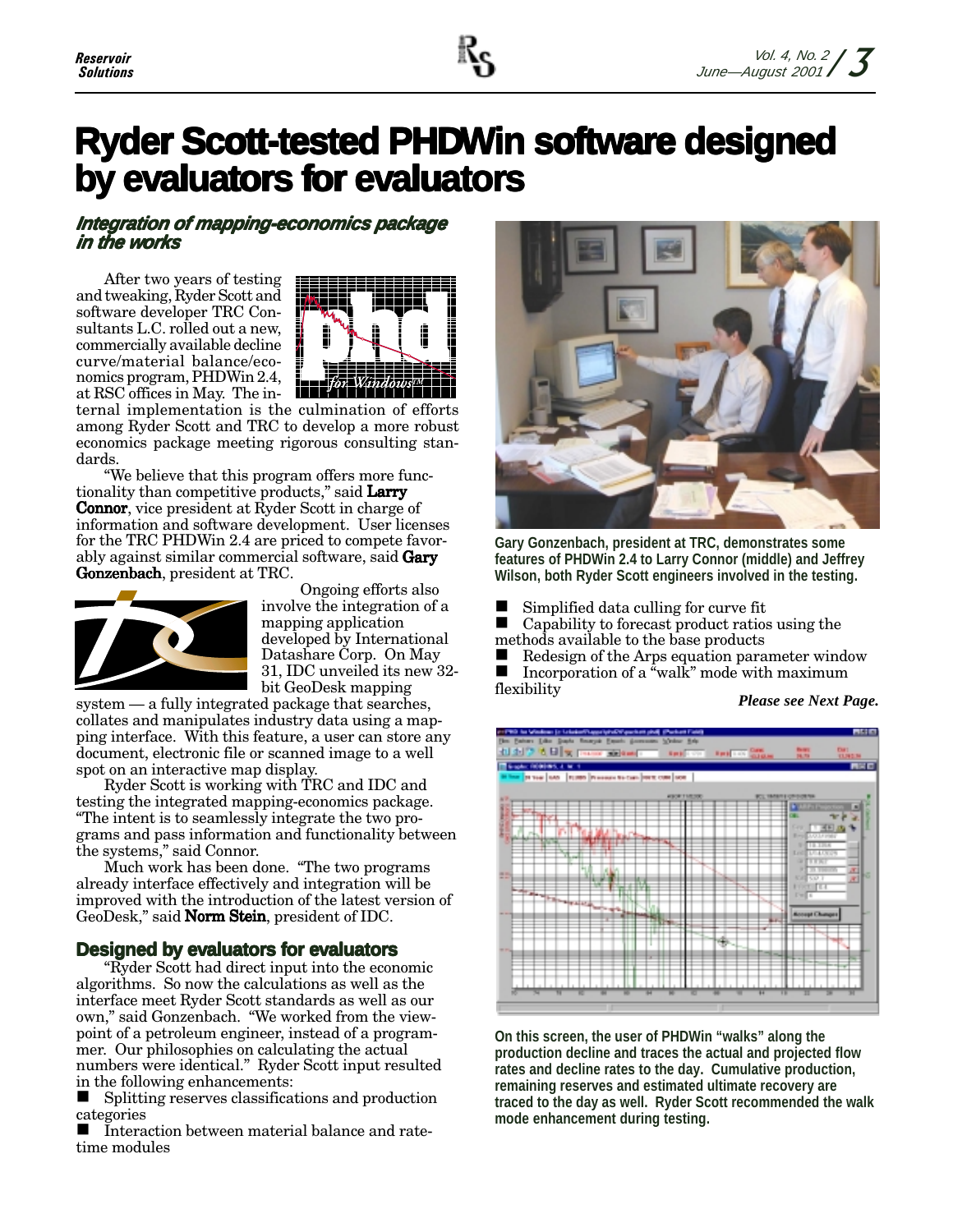# Ryder Scott-tested PHDWin software designed by evaluators for evaluators

## *Integration of mapping-economics package in the works*

After two years of testing and tweaking, Ryder Scott and software developer TRC Consultants L.C. rolled out a new, commercially available decline curve/material balance/economics program, PHDWin 2.4, at RSC offices in May. The internal implementation is the culmination of efforts among Ryder Scott and TRC to develop a more robust economics package meeting rigorous consulting standards.

"We believe that this program offers more functionality than competitive products," said **Larry Connor**, vice president at Ryder Scott in charge of information and software development. User licenses for the TRC PHDWin 2.4 are priced to compete favorably against similar commercial software, said **Gary Gonzenbach**, president at TRC.

Ongoing efforts also involve the integration of a mapping application developed by International Datashare Corp. On May 31, IDC unveiled its new 32-bit GeoDesk mapping system — a fully integrated package that searches, collates and manipulates industry data using a mapping interface. With this feature, a user can store any document, electronic file or scanned image to a well spot on an interactive map display.

Ryder Scott is working with TRC and IDC and testing the integrated mapping-economics package. "The intent is to seamlessly integrate the two programs and pass information and functionality between the systems," said Connor.

Much work has been done. "The two programs already interface effectively and integration will be improved with the introduction of the latest version of GeoDesk," said **Norm Stein**, president of IDC.

## Designed by evaluators for evaluators

"Ryder Scott had direct input into the economic algorithms. So now the calculations as well as the interface meet Ryder Scott standards as well as our own," said Gonzenbach. "We worked from the viewpoint of a petroleum engineer, instead of a programmer. Our philosophies on calculating the actual numbers were identical." Ryder Scott input resulted in the following enhancements:

- Splitting reserves classifications and production categories
- Interaction between material balance and rate-time modules
- Simplified data culling for curve fit
- Capability to forecast product ratios using the methods available to the base products
- Redesign of the Arps equation parameter window
- Incorporation of a "walk" mode with maximum flexibility

***Please see Next Page.***

**Gary Gonzenbach, president at TRC, demonstrates some features of PHDWin 2.4 to Larry Connor (middle) and Jeffrey Wilson, both Ryder Scott engineers involved in the testing.**

**On this screen, the user of PHDWin "walks" along the production decline and traces the actual and projected flow rates and decline rates to the day. Cumulative production, remaining reserves and estimated ultimate recovery are traced to the day as well. Ryder Scott recommended the walk mode enhancement during testing.**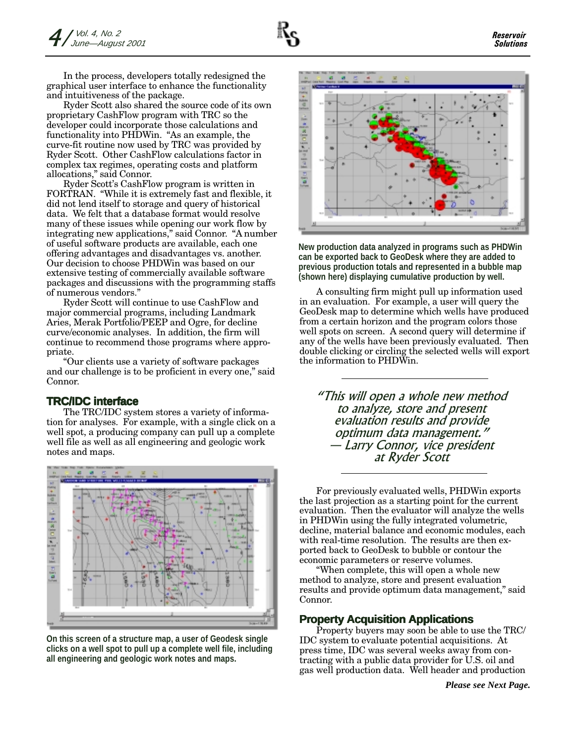In the process, developers totally redesigned the graphical user interface to enhance the functionality and intuitiveness of the package.

Ryder Scott also shared the source code of its own proprietary CashFlow program with TRC so the developer could incorporate those calculations and functionality into PHDWin. "As an example, the curve-fit routine now used by TRC was provided by Ryder Scott. Other CashFlow calculations factor in complex tax regimes, operating costs and platform allocations," said Connor.

Ryder Scott's CashFlow program is written in FORTRAN. "While it is extremely fast and flexible, it did not lend itself to storage and query of historical data. We felt that a database format would resolve many of these issues while opening our work flow by integrating new applications," said Connor. "A number of useful software products are available, each one offering advantages and disadvantages vs. another. Our decision to choose PHDWin was based on our extensive testing of commercially available software packages and discussions with the programming staffs of numerous vendors."

Ryder Scott will continue to use CashFlow and major commercial programs, including Landmark Aries, Merak Portfolio/PEEP and Ogre, for decline curve/economic analyses. In addition, the firm will continue to recommend those programs where appropriate.

"Our clients use a variety of software packages and our challenge is to be proficient in every one," said Connor.

## TRC/IDC interface

The TRC/IDC system stores a variety of information for analyses. For example, with a single click on a well spot, a producing company can pull up a complete well file as well as all engineering and geologic work notes and maps.

**On this screen of a structure map, a user of Geodesk single clicks on a well spot to pull up a complete well file, including all engineering and geologic work notes and maps.**

**New production data analyzed in programs such as PHDWin can be exported back to GeoDesk where they are added to previous production totals and represented in a bubble map (shown here) displaying cumulative production by well.**

A consulting firm might pull up information used in an evaluation. For example, a user will query the GeoDesk map to determine which wells have produced from a certain horizon and the program colors those well spots on screen. A second query will determine if any of the wells have been previously evaluated. Then double clicking or circling the selected wells will export the information to PHDWin.

> *"This will open a whole new method to analyze, store and present evaluation results and provide optimum data management." — Larry Connor, vice president at Ryder Scott*

For previously evaluated wells, PHDWin exports the last projection as a starting point for the current evaluation. Then the evaluator will analyze the wells in PHDWin using the fully integrated volumetric, decline, material balance and economic modules, each with real-time resolution. The results are then exported back to GeoDesk to bubble or contour the economic parameters or reserve volumes.

"When complete, this will open a whole new method to analyze, store and present evaluation results and provide optimum data management," said Connor.

## Property Acquisition Applications

Property buyers may soon be able to use the TRC/IDC system to evaluate potential acquisitions. At press time, IDC was several weeks away from contracting with a public data provider for U.S. oil and gas well production data. Well header and production

*Please see Next Page.*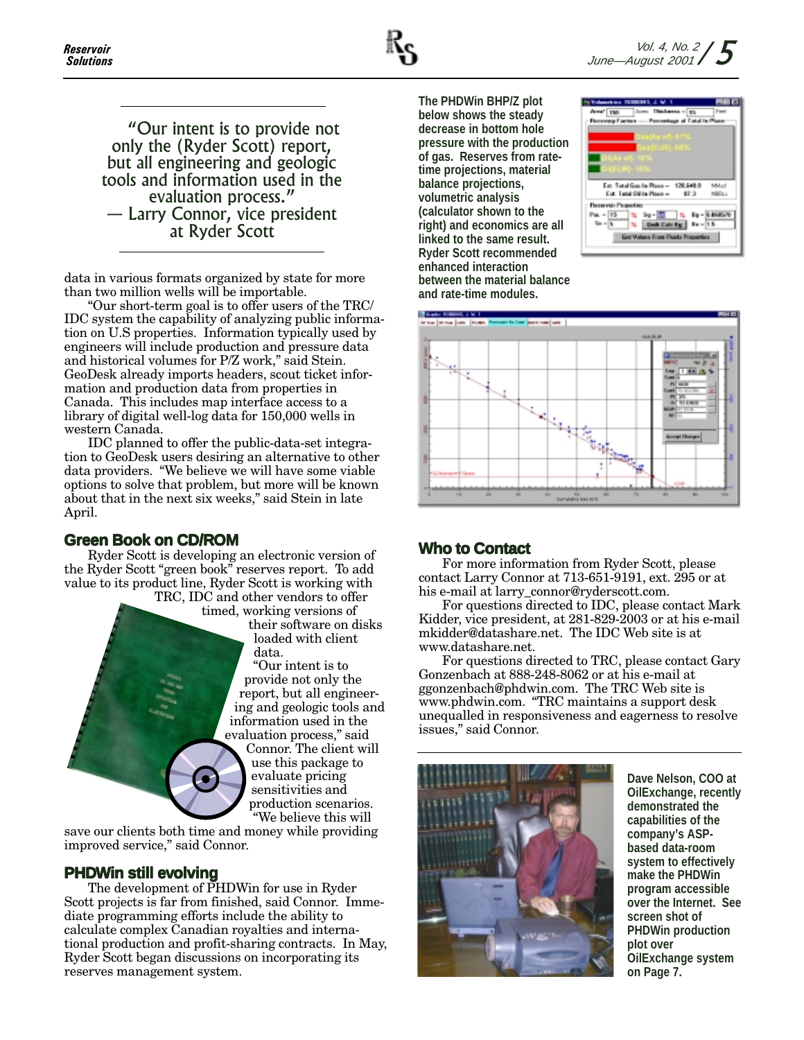> "Our intent is to provide not only the (Ryder Scott) report, but all engineering and geologic tools and information used in the evaluation process."
> — Larry Connor, vice president at Ryder Scott

data in various formats organized by state for more than two million wells will be importable.

"Our short-term goal is to offer users of the TRC/IDC system the capability of analyzing public information on U.S properties. Information typically used by engineers will include production and pressure data and historical volumes for P/Z work," said Stein. GeoDesk already imports headers, scout ticket information and production data from properties in Canada. This includes map interface access to a library of digital well-log data for 150,000 wells in western Canada.

IDC planned to offer the public-data-set integration to GeoDesk users desiring an alternative to other data providers. "We believe we will have some viable options to solve that problem, but more will be known about that in the next six weeks," said Stein in late April.

## Green Book on CD/ROM

Ryder Scott is developing an electronic version of the Ryder Scott "green book" reserves report. To add value to its product line, Ryder Scott is working with TRC, IDC and other vendors to offer timed, working versions of their software on disks loaded with client data.

"Our intent is to provide not only the report, but all engineering and geologic tools and information used in the evaluation process," said Connor. The client will use this package to evaluate pricing sensitivities and production scenarios. "We believe this will save our clients both time and money while providing improved service," said Connor.

## PHDWin still evolving

The development of PHDWin for use in Ryder Scott projects is far from finished, said Connor. Immediate programming efforts include the ability to calculate complex Canadian royalties and international production and profit-sharing contracts. In May, Ryder Scott began discussions on incorporating its reserves management system.

**The PHDWin BHP/Z plot below shows the steady decrease in bottom hole pressure with the production of gas. Reserves from rate-time projections, material balance projections, volumetric analysis (calculator shown to the right) and economics are all linked to the same result. Ryder Scott recommended enhanced interaction between the material balance and rate-time modules.**

## Who to Contact

For more information from Ryder Scott, please contact Larry Connor at 713-651-9191, ext. 295 or at his e-mail at larry_connor@ryderscott.com.

For questions directed to IDC, please contact Mark Kidder, vice president, at 281-829-2003 or at his e-mail mkidder@datashare.net. The IDC Web site is at www.datashare.net.

For questions directed to TRC, please contact Gary Gonzenbach at 888-248-8062 or at his e-mail at ggonzenbach@phdwin.com. The TRC Web site is www.phdwin.com. "TRC maintains a support desk unequalled in responsiveness and eagerness to resolve issues," said Connor.

**Dave Nelson, COO at OilExchange, recently demonstrated the capabilities of the company's ASP-based data-room system to effectively make the PHDWin program accessible over the Internet. See screen shot of PHDWin production plot over OilExchange system on Page 7.**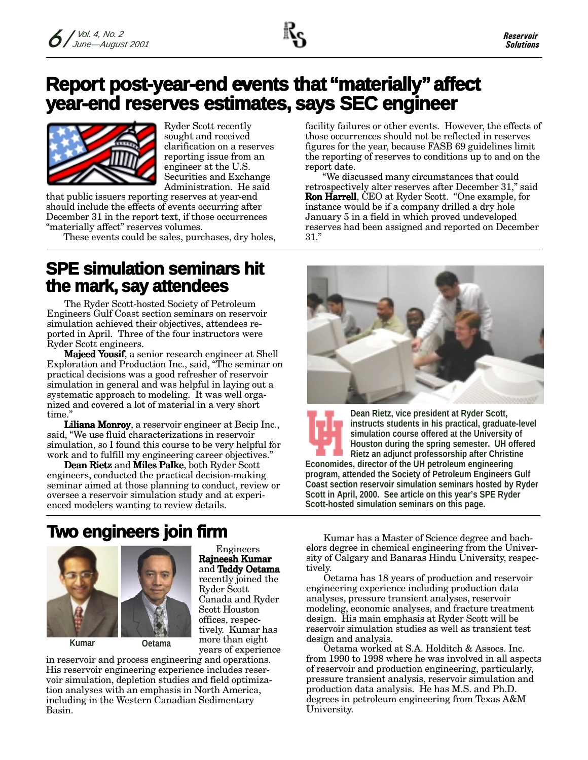# Report post-year-end events that "materially" affect year-end reserves estimates, says SEC engineer

Ryder Scott recently sought and received clarification on a reserves reporting issue from an engineer at the U.S. Securities and Exchange Administration. He said that public issuers reporting reserves at year-end should include the effects of events occurring after December 31 in the report text, if those occurrences "materially affect" reserves volumes.

These events could be sales, purchases, dry holes, facility failures or other events. However, the effects of those occurrences should not be reflected in reserves figures for the year, because FASB 69 guidelines limit the reporting of reserves to conditions up to and on the report date.

"We discussed many circumstances that could retrospectively alter reserves after December 31," said **Ron Harrell**, CEO at Ryder Scott. "One example, for instance would be if a company drilled a dry hole January 5 in a field in which proved undeveloped reserves had been assigned and reported on December 31."

# SPE simulation seminars hit the mark, say attendees

The Ryder Scott-hosted Society of Petroleum Engineers Gulf Coast section seminars on reservoir simulation achieved their objectives, attendees reported in April. Three of the four instructors were Ryder Scott engineers.

**Majeed Yousif**, a senior research engineer at Shell Exploration and Production Inc., said, "The seminar on practical decisions was a good refresher of reservoir simulation in general and was helpful in laying out a systematic approach to modeling. It was well organized and covered a lot of material in a very short time."

**Liliana Monroy**, a reservoir engineer at Becip Inc., said, "We use fluid characterizations in reservoir simulation, so I found this course to be very helpful for work and to fulfill my engineering career objectives."

**Dean Rietz** and **Miles Palke**, both Ryder Scott engineers, conducted the practical decision-making seminar aimed at those planning to conduct, review or oversee a reservoir simulation study and at experienced modelers wanting to review details.

Dean Rietz, vice president at Ryder Scott, instructs students in his practical, graduate-level simulation course offered at the University of Houston during the spring semester. UH offered Rietz an adjunct professorship after Christine Economides, director of the UH petroleum engineering program, attended the Society of Petroleum Engineers Gulf Coast section reservoir simulation seminars hosted by Ryder Scott in April, 2000. See article on this year's SPE Ryder Scott-hosted simulation seminars on this page.

# Two engineers join firm

Kumar

Oetama

Engineers **Rajneesh Kumar** and **Teddy Oetama** recently joined the Ryder Scott Canada and Ryder Scott Houston offices, respectively. Kumar has more than eight years of experience in reservoir and process engineering and operations. His reservoir engineering experience includes reservoir simulation, depletion studies and field optimization analyses with an emphasis in North America, including in the Western Canadian Sedimentary Basin.

Kumar has a Master of Science degree and bachelors degree in chemical engineering from the University of Calgary and Banaras Hindu University, respectively.

Oetama has 18 years of production and reservoir engineering experience including production data analyses, pressure transient analyses, reservoir modeling, economic analyses, and fracture treatment design. His main emphasis at Ryder Scott will be reservoir simulation studies as well as transient test design and analysis.

Oetama worked at S.A. Holditch & Assocs. Inc. from 1990 to 1998 where he was involved in all aspects of reservoir and production engineering, particularly, pressure transient analysis, reservoir simulation and production data analysis. He has M.S. and Ph.D. degrees in petroleum engineering from Texas A&M University.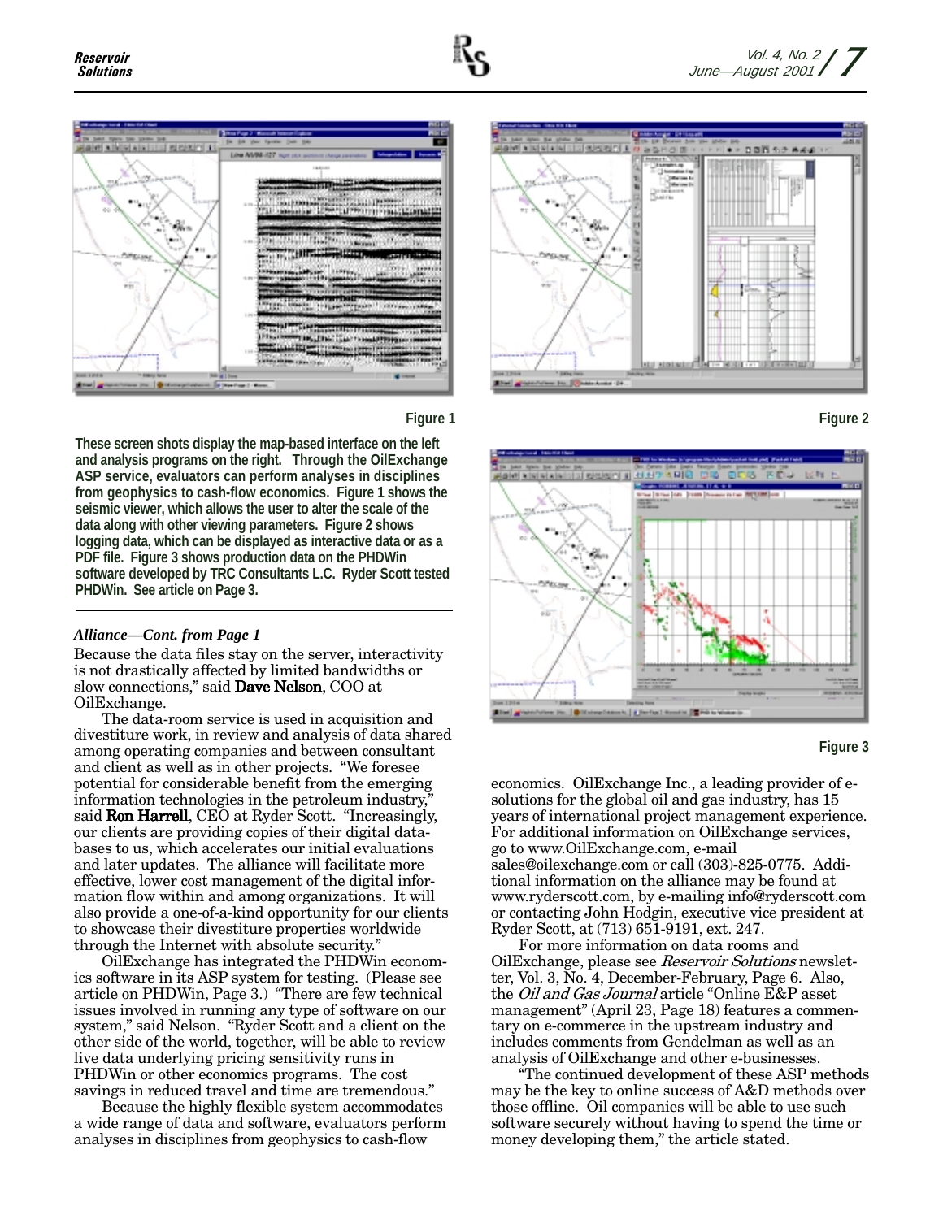Figure 1

Figure 2

Figure 3

**These screen shots display the map-based interface on the left and analysis programs on the right. Through the OilExchange ASP service, evaluators can perform analyses in disciplines from geophysics to cash-flow economics. Figure 1 shows the seismic viewer, which allows the user to alter the scale of the data along with other viewing parameters. Figure 2 shows logging data, which can be displayed as interactive data or as a PDF file. Figure 3 shows production data on the PHDWin software developed by TRC Consultants L.C. Ryder Scott tested PHDWin. See article on Page 3.**

***Alliance—Cont. from Page 1***

Because the data files stay on the server, interactivity is not drastically affected by limited bandwidths or slow connections," said **Dave Nelson**, COO at OilExchange.

The data-room service is used in acquisition and divestiture work, in review and analysis of data shared among operating companies and between consultant and client as well as in other projects. "We foresee potential for considerable benefit from the emerging information technologies in the petroleum industry," said **Ron Harrell**, CEO at Ryder Scott. "Increasingly, our clients are providing copies of their digital databases to us, which accelerates our initial evaluations and later updates. The alliance will facilitate more effective, lower cost management of the digital information flow within and among organizations. It will also provide a one-of-a-kind opportunity for our clients to showcase their divestiture properties worldwide through the Internet with absolute security."

OilExchange has integrated the PHDWin economics software in its ASP system for testing. (Please see article on PHDWin, Page 3.) "There are few technical issues involved in running any type of software on our system," said Nelson. "Ryder Scott and a client on the other side of the world, together, will be able to review live data underlying pricing sensitivity runs in PHDWin or other economics programs. The cost savings in reduced travel and time are tremendous."

Because the highly flexible system accommodates a wide range of data and software, evaluators perform analyses in disciplines from geophysics to cash-flow economics. OilExchange Inc., a leading provider of e-solutions for the global oil and gas industry, has 15 years of international project management experience. For additional information on OilExchange services, go to www.OilExchange.com, e-mail sales@oilexchange.com or call (303)-825-0775. Additional information on the alliance may be found at www.ryderscott.com, by e-mailing info@ryderscott.com or contacting John Hodgin, executive vice president at Ryder Scott, at (713) 651-9191, ext. 247.

For more information on data rooms and OilExchange, please see *Reservoir Solutions* newsletter, Vol. 3, No. 4, December-February, Page 6. Also, the *Oil and Gas Journal* article "Online E&P asset management" (April 23, Page 18) features a commentary on e-commerce in the upstream industry and includes comments from Gendelman as well as an analysis of OilExchange and other e-businesses.

"The continued development of these ASP methods may be the key to online success of A&D methods over those offline. Oil companies will be able to use such software securely without having to spend the time or money developing them," the article stated.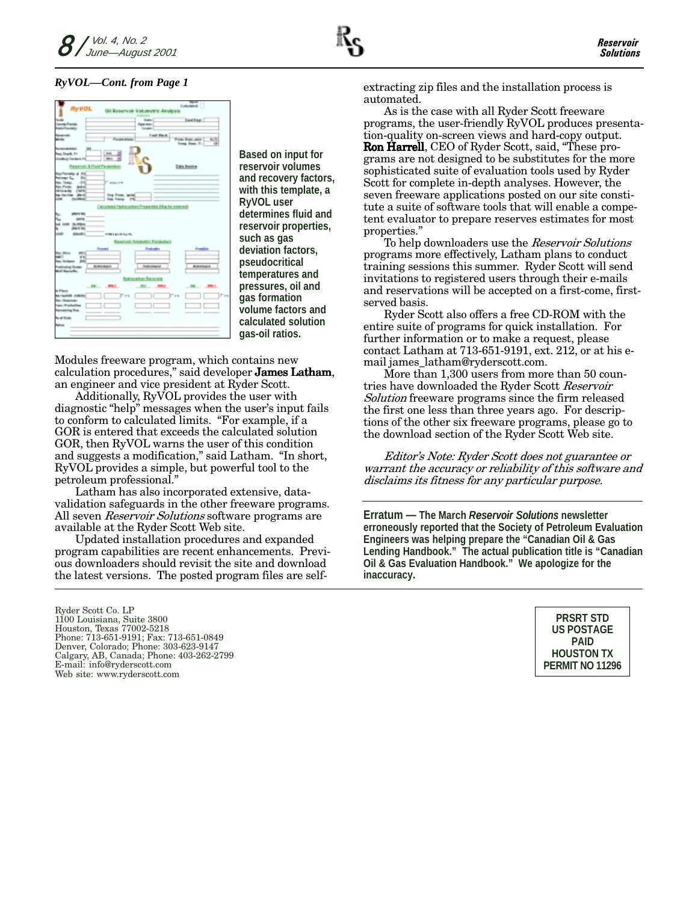*RyVOL—Cont. from Page 1*

**Based on input for reservoir volumes and recovery factors, with this template, a RyVOL user determines fluid and reservoir properties, such as gas deviation factors, pseudocritical temperatures and pressures, oil and gas formation volume factors and calculated solution gas-oil ratios.**

Modules freeware program, which contains new calculation procedures," said developer **James Latham**, an engineer and vice president at Ryder Scott.

Additionally, RyVOL provides the user with diagnostic "help" messages when the user's input fails to conform to calculated limits. "For example, if a GOR is entered that exceeds the calculated solution GOR, then RyVOL warns the user of this condition and suggests a modification," said Latham. "In short, RyVOL provides a simple, but powerful tool to the petroleum professional."

Latham has also incorporated extensive, data-validation safeguards in the other freeware programs. All seven *Reservoir Solutions* software programs are available at the Ryder Scott Web site.

Updated installation procedures and expanded program capabilities are recent enhancements. Previous downloaders should revisit the site and download the latest versions. The posted program files are self-extracting zip files and the installation process is automated.

As is the case with all Ryder Scott freeware programs, the user-friendly RyVOL produces presentation-quality on-screen views and hard-copy output. **Ron Harrell**, CEO of Ryder Scott, said, "These programs are not designed to be substitutes for the more sophisticated suite of evaluation tools used by Ryder Scott for complete in-depth analyses. However, the seven freeware applications posted on our site constitute a suite of software tools that will enable a competent evaluator to prepare reserves estimates for most properties."

To help downloaders use the *Reservoir Solutions* programs more effectively, Latham plans to conduct training sessions this summer. Ryder Scott will send invitations to registered users through their e-mails and reservations will be accepted on a first-come, first-served basis.

Ryder Scott also offers a free CD-ROM with the entire suite of programs for quick installation. For further information or to make a request, please contact Latham at 713-651-9191, ext. 212, or at his e-mail james_latham@ryderscott.com.

More than 1,300 users from more than 50 countries have downloaded the Ryder Scott *Reservoir Solution* freeware programs since the firm released the first one less than three years ago. For descriptions of the other six freeware programs, please go to the download section of the Ryder Scott Web site.

*Editor's Note: Ryder Scott does not guarantee or warrant the accuracy or reliability of this software and disclaims its fitness for any particular purpose.*

---

**Erratum — The March *Reservoir Solutions* newsletter erroneously reported that the Society of Petroleum Evaluation Engineers was helping prepare the "Canadian Oil & Gas Lending Handbook." The actual publication title is "Canadian Oil & Gas Evaluation Handbook." We apologize for the inaccuracy.**

---

Ryder Scott Co. LP
1100 Louisiana, Suite 3800
Houston, Texas 77002-5218
Phone: 713-651-9191; Fax: 713-651-0849
Denver, Colorado; Phone: 303-623-9147
Calgary, AB, Canada; Phone: 403-262-2799
E-mail: info@ryderscott.com
Web site: www.ryderscott.com

**PRSRT STD
US POSTAGE
PAID
HOUSTON TX
PERMIT NO 11296**